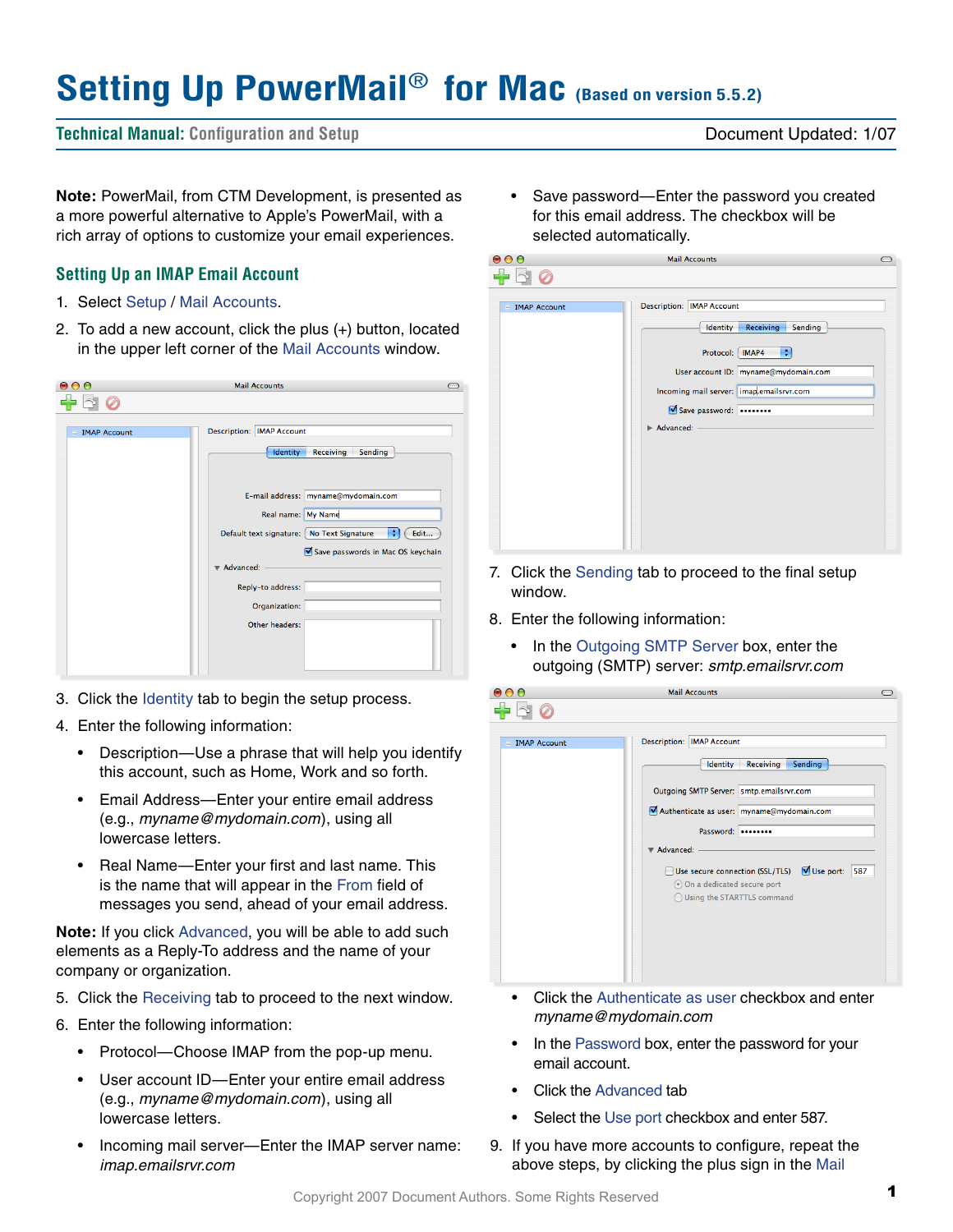# Setting Up PowerMail® for Mac (Based on version 5.5.2)

**Technical Manual:** Configuration and Setup | Document Updated: 1/07

**Note:** PowerMail, from CTM Development, is presented as a more powerful alternative to Apple's PowerMail, with a rich array of options to customize your email experiences.

## Setting Up an IMAP Email Account

1. Select Setup / Mail Accounts.
2. To add a new account, click the plus (+) button, located in the upper left corner of the Mail Accounts window.
3. Click the Identity tab to begin the setup process.
4. Enter the following information:
   - Description—Use a phrase that will help you identify this account, such as Home, Work and so forth.
   - Email Address—Enter your entire email address (e.g., *myname@mydomain.com*), using all lowercase letters.
   - Real Name—Enter your first and last name. This is the name that will appear in the From field of messages you send, ahead of your email address.

**Note:** If you click Advanced, you will be able to add such elements as a Reply-To address and the name of your company or organization.

5. Click the Receiving tab to proceed to the next window.
6. Enter the following information:
   - Protocol—Choose IMAP from the pop-up menu.
   - User account ID—Enter your entire email address (e.g., *myname@mydomain.com*), using all lowercase letters.
   - Incoming mail server—Enter the IMAP server name: *imap.emailsrvr.com*
   - Save password—Enter the password you created for this email address. The checkbox will be selected automatically.
7. Click the Sending tab to proceed to the final setup window.
8. Enter the following information:
   - In the Outgoing SMTP Server box, enter the outgoing (SMTP) server: *smtp.emailsrvr.com*
   - Click the Authenticate as user checkbox and enter *myname@mydomain.com*
   - In the Password box, enter the password for your email account.
   - Click the Advanced tab
   - Select the Use port checkbox and enter 587.
9. If you have more accounts to configure, repeat the above steps, by clicking the plus sign in the Mail

Copyright 2007 Document Authors. Some Rights Reserved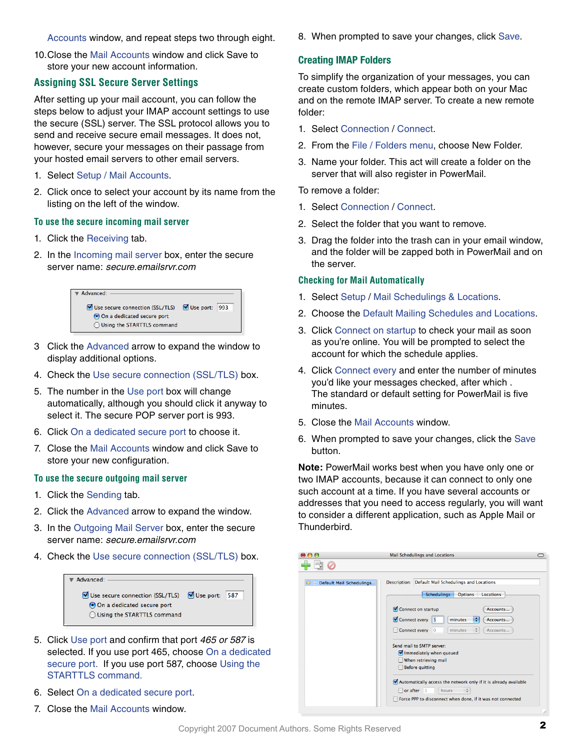Accounts window, and repeat steps two through eight.

10. Close the Mail Accounts window and click Save to store your new account information.

## Assigning SSL Secure Server Settings

After setting up your mail account, you can follow the steps below to adjust your IMAP account settings to use the secure (SSL) server. The SSL protocol allows you to send and receive secure email messages. It does not, however, secure your messages on their passage from your hosted email servers to other email servers.

1. Select Setup / Mail Accounts.
2. Click once to select your account by its name from the listing on the left of the window.

### To use the secure incoming mail server

1. Click the Receiving tab.
2. In the Incoming mail server box, enter the secure server name: *secure.emailsrvr.com*

Advanced:
Use secure connection (SSL/TLS) Use port: 993
On a dedicated secure port
Using the STARTTLS command

3. Click the Advanced arrow to expand the window to display additional options.
4. Check the Use secure connection (SSL/TLS) box.
5. The number in the Use port box will change automatically, although you should click it anyway to select it. The secure POP server port is 993.
6. Click On a dedicated secure port to choose it.
7. Close the Mail Accounts window and click Save to store your new configuration.

### To use the secure outgoing mail server

1. Click the Sending tab.
2. Click the Advanced arrow to expand the window.
3. In the Outgoing Mail Server box, enter the secure server name: *secure.emailsrvr.com*
4. Check the Use secure connection (SSL/TLS) box.

Advanced:
Use secure connection (SSL/TLS) Use port: 587
On a dedicated secure port
Using the STARTTLS command

5. Click Use port and confirm that port *465 or 587* is selected. If you use port 465, choose On a dedicated secure port. If you use port 587, choose Using the STARTTLS command.
6. Select On a dedicated secure port.
7. Close the Mail Accounts window.
8. When prompted to save your changes, click Save.

## Creating IMAP Folders

To simplify the organization of your messages, you can create custom folders, which appear both on your Mac and on the remote IMAP server. To create a new remote folder:

1. Select Connection / Connect.
2. From the File / Folders menu, choose New Folder.
3. Name your folder. This act will create a folder on the server that will also register in PowerMail.

To remove a folder:

1. Select Connection / Connect.
2. Select the folder that you want to remove.
3. Drag the folder into the trash can in your email window, and the folder will be zapped both in PowerMail and on the server.

## Checking for Mail Automatically

1. Select Setup / Mail Schedulings & Locations.
2. Choose the Default Mailing Schedules and Locations.
3. Click Connect on startup to check your mail as soon as you're online. You will be prompted to select the account for which the schedule applies.
4. Click Connect every and enter the number of minutes you'd like your messages checked, after which . The standard or default setting for PowerMail is five minutes.
5. Close the Mail Accounts window.
6. When prompted to save your changes, click the Save button.

**Note:** PowerMail works best when you have only one or two IMAP accounts, because it can connect to only one such account at a time. If you have several accounts or addresses that you need to access regularly, you will want to consider a different application, such as Apple Mail or Thunderbird.

Mail Schedulings and Locations
Default Mail Schedulings...
Description: Default Mail Schedulings and Locations
Schedulings Options Locations
Connect on startup Accounts...
Connect every 5 minutes Accounts...
Connect every 0 minutes Accounts...
Send mail to SMTP server:
Immediately when queued
When retrieving mail
Before quitting
Automatically access the network only if it is already available
or after 1 hours
Force PPP to disconnect when done, if it was not connected

Copyright 2007 Document Authors. Some Rights Reserved